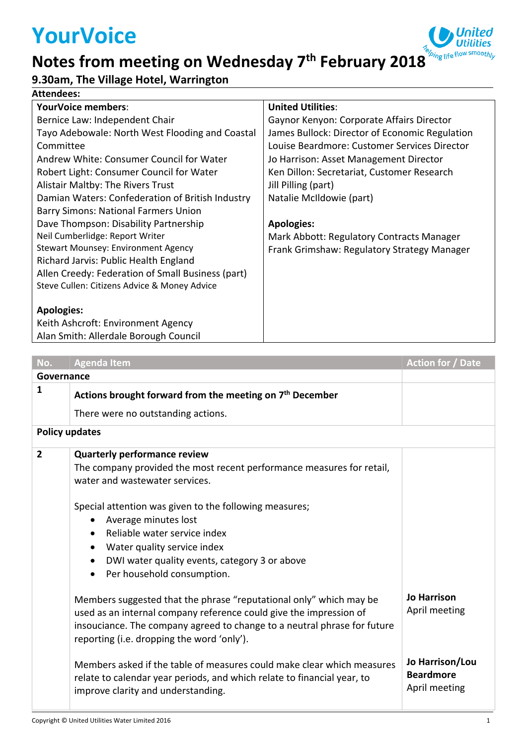# YourVoice

## Notes from meeting on Wednesday 7th February 2018

### 9.30am, The Village Hotel, Warrington

**Attendees:**

| **YourVoice members**: | **United Utilities**: |
|---|---|
| Bernice Law: Independent Chair | Gaynor Kenyon: Corporate Affairs Director |
| Tayo Adebowale: North West Flooding and Coastal Committee | James Bullock: Director of Economic Regulation |
| Andrew White: Consumer Council for Water | Louise Beardmore: Customer Services Director |
| Robert Light: Consumer Council for Water | Jo Harrison: Asset Management Director |
| Alistair Maltby: The Rivers Trust | Ken Dillon: Secretariat, Customer Research |
| Damian Waters: Confederation of British Industry | Jill Pilling (part) |
| Barry Simons: National Farmers Union | Natalie McIldowie (part) |
| Dave Thompson: Disability Partnership | |
| Neil Cumberlidge: Report Writer | **Apologies:** |
| Stewart Mounsey: Environment Agency | Mark Abbott: Regulatory Contracts Manager |
| Richard Jarvis: Public Health England | Frank Grimshaw: Regulatory Strategy Manager |
| Allen Creedy: Federation of Small Business (part) | |
| Steve Cullen: Citizens Advice & Money Advice | |
| | |
| **Apologies:** | |
| Keith Ashcroft: Environment Agency | |
| Alan Smith: Allerdale Borough Council | |

| No. | Agenda Item | Action for / Date |
|---|---|---|
| **Governance** | | |
| 1 | **Actions brought forward from the meeting on 7th December**<br><br>There were no outstanding actions. | |
| **Policy updates** | | |
| 2 | **Quarterly performance review**<br>The company provided the most recent performance measures for retail, water and wastewater services.<br><br>Special attention was given to the following measures;<br>• Average minutes lost<br>• Reliable water service index<br>• Water quality service index<br>• DWI water quality events, category 3 or above<br>• Per household consumption. | |
| | Members suggested that the phrase "reputational only" which may be used as an internal company reference could give the impression of insouciance. The company agreed to change to a neutral phrase for future reporting (i.e. dropping the word 'only'). | **Jo Harrison**<br>April meeting |
| | Members asked if the table of measures could make clear which measures relate to calendar year periods, and which relate to financial year, to improve clarity and understanding. | **Jo Harrison/Lou Beardmore**<br>April meeting |

Copyright © United Utilities Water Limited 2016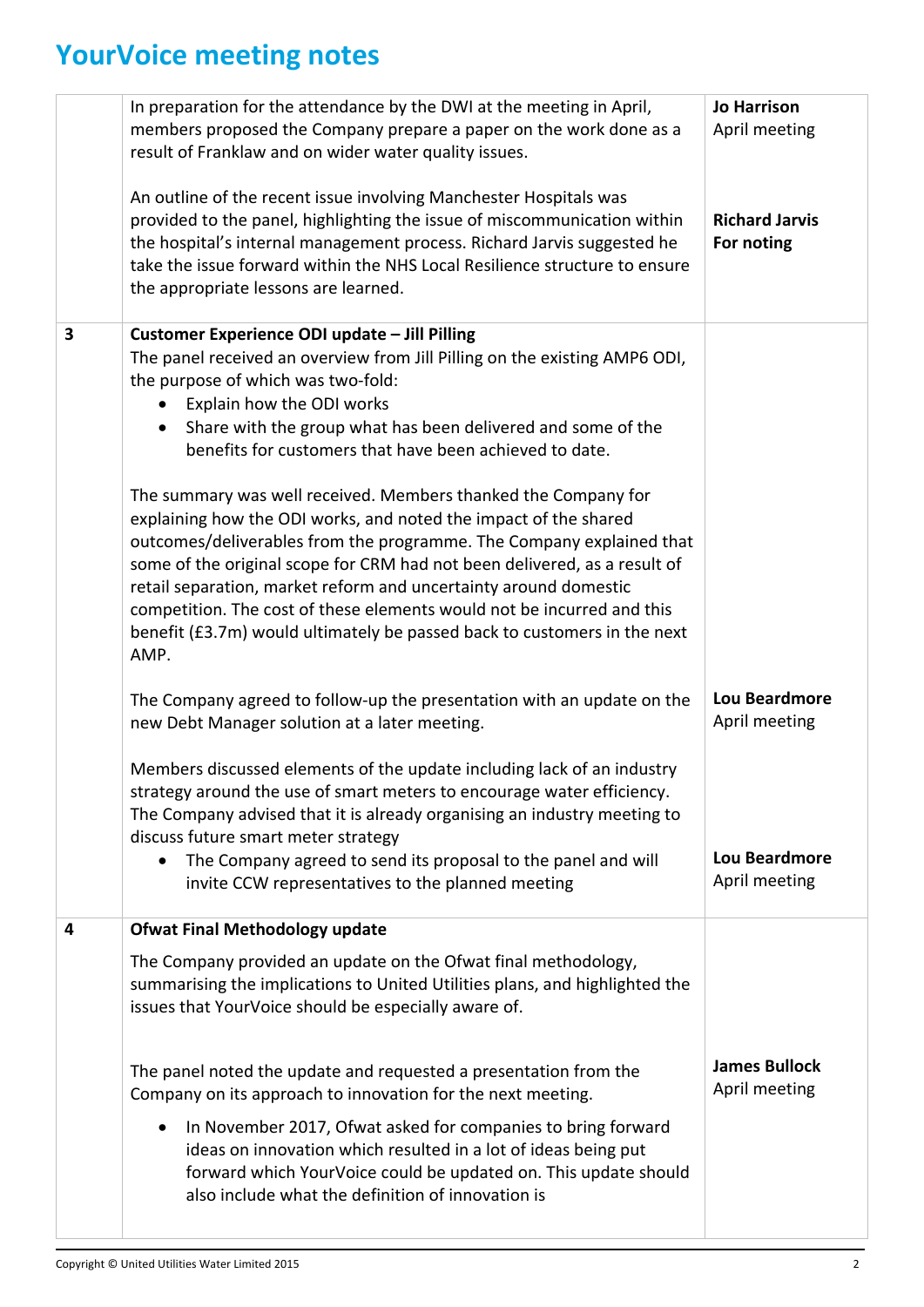# YourVoice meeting notes

| | | |
|---|---|---|
| | In preparation for the attendance by the DWI at the meeting in April, members proposed the Company prepare a paper on the work done as a result of Franklaw and on wider water quality issues.<br><br>An outline of the recent issue involving Manchester Hospitals was provided to the panel, highlighting the issue of miscommunication within the hospital's internal management process. Richard Jarvis suggested he take the issue forward within the NHS Local Resilience structure to ensure the appropriate lessons are learned. | **Jo Harrison**<br>April meeting<br><br>**Richard Jarvis**<br>**For noting** |
| **3** | **Customer Experience ODI update – Jill Pilling**<br>The panel received an overview from Jill Pilling on the existing AMP6 ODI, the purpose of which was two-fold:<br>• Explain how the ODI works<br>• Share with the group what has been delivered and some of the benefits for customers that have been achieved to date.<br><br>The summary was well received. Members thanked the Company for explaining how the ODI works, and noted the impact of the shared outcomes/deliverables from the programme. The Company explained that some of the original scope for CRM had not been delivered, as a result of retail separation, market reform and uncertainty around domestic competition. The cost of these elements would not be incurred and this benefit (£3.7m) would ultimately be passed back to customers in the next AMP.<br><br>The Company agreed to follow-up the presentation with an update on the new Debt Manager solution at a later meeting.<br><br>Members discussed elements of the update including lack of an industry strategy around the use of smart meters to encourage water efficiency. The Company advised that it is already organising an industry meeting to discuss future smart meter strategy<br>• The Company agreed to send its proposal to the panel and will invite CCW representatives to the planned meeting | <br><br><br><br><br><br><br><br><br><br>**Lou Beardmore**<br>April meeting<br><br><br><br>**Lou Beardmore**<br>April meeting |
| **4** | **Ofwat Final Methodology update**<br>The Company provided an update on the Ofwat final methodology, summarising the implications to United Utilities plans, and highlighted the issues that YourVoice should be especially aware of.<br><br>The panel noted the update and requested a presentation from the Company on its approach to innovation for the next meeting.<br>• In November 2017, Ofwat asked for companies to bring forward ideas on innovation which resulted in a lot of ideas being put forward which YourVoice could be updated on. This update should also include what the definition of innovation is | <br><br><br><br>**James Bullock**<br>April meeting |

Copyright © United Utilities Water Limited 2015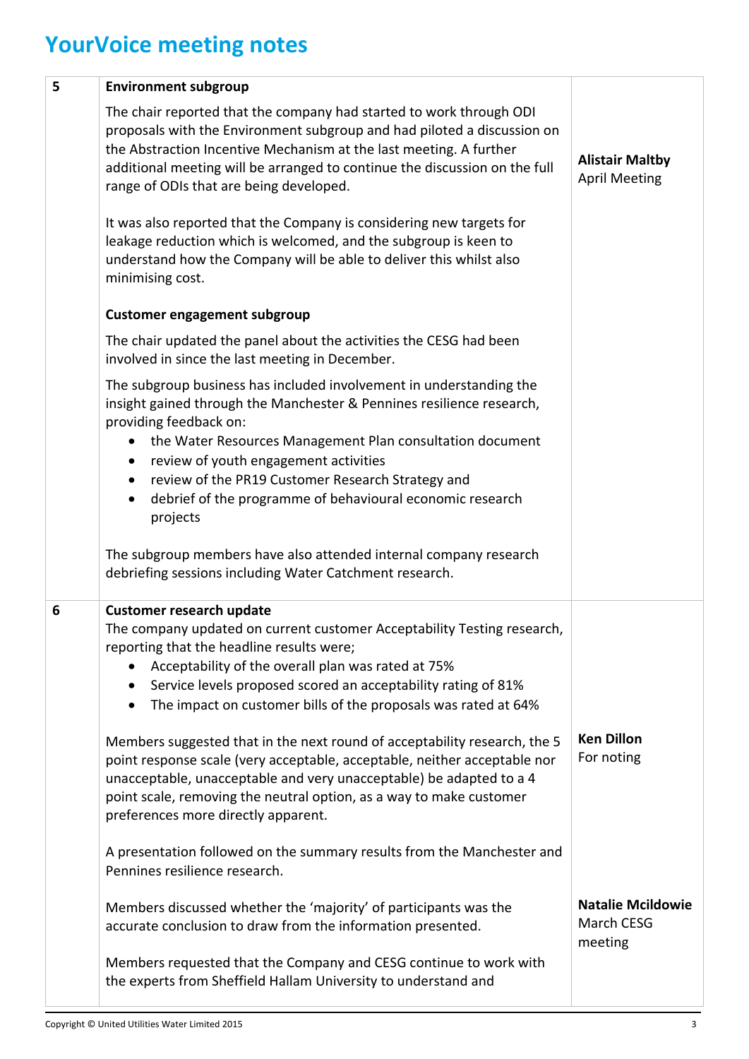# YourVoice meeting notes

| | | |
|---|---|---|
| 5 | **Environment subgroup**<br><br>The chair reported that the company had started to work through ODI proposals with the Environment subgroup and had piloted a discussion on the Abstraction Incentive Mechanism at the last meeting. A further additional meeting will be arranged to continue the discussion on the full range of ODIs that are being developed.<br><br>It was also reported that the Company is considering new targets for leakage reduction which is welcomed, and the subgroup is keen to understand how the Company will be able to deliver this whilst also minimising cost.<br><br>**Customer engagement subgroup**<br><br>The chair updated the panel about the activities the CESG had been involved in since the last meeting in December.<br><br>The subgroup business has included involvement in understanding the insight gained through the Manchester & Pennines resilience research, providing feedback on:<br>• the Water Resources Management Plan consultation document<br>• review of youth engagement activities<br>• review of the PR19 Customer Research Strategy and<br>• debrief of the programme of behavioural economic research projects<br><br>The subgroup members have also attended internal company research debriefing sessions including Water Catchment research. | **Alistair Maltby**<br>April Meeting |
| 6 | **Customer research update**<br>The company updated on current customer Acceptability Testing research, reporting that the headline results were;<br>• Acceptability of the overall plan was rated at 75%<br>• Service levels proposed scored an acceptability rating of 81%<br>• The impact on customer bills of the proposals was rated at 64%<br><br>Members suggested that in the next round of acceptability research, the 5 point response scale (very acceptable, acceptable, neither acceptable nor unacceptable, unacceptable and very unacceptable) be adapted to a 4 point scale, removing the neutral option, as a way to make customer preferences more directly apparent.<br><br>A presentation followed on the summary results from the Manchester and Pennines resilience research.<br><br>Members discussed whether the 'majority' of participants was the accurate conclusion to draw from the information presented.<br><br>Members requested that the Company and CESG continue to work with the experts from Sheffield Hallam University to understand and | **Ken Dillon**<br>For noting<br><br>**Natalie Mcildowie**<br>March CESG meeting |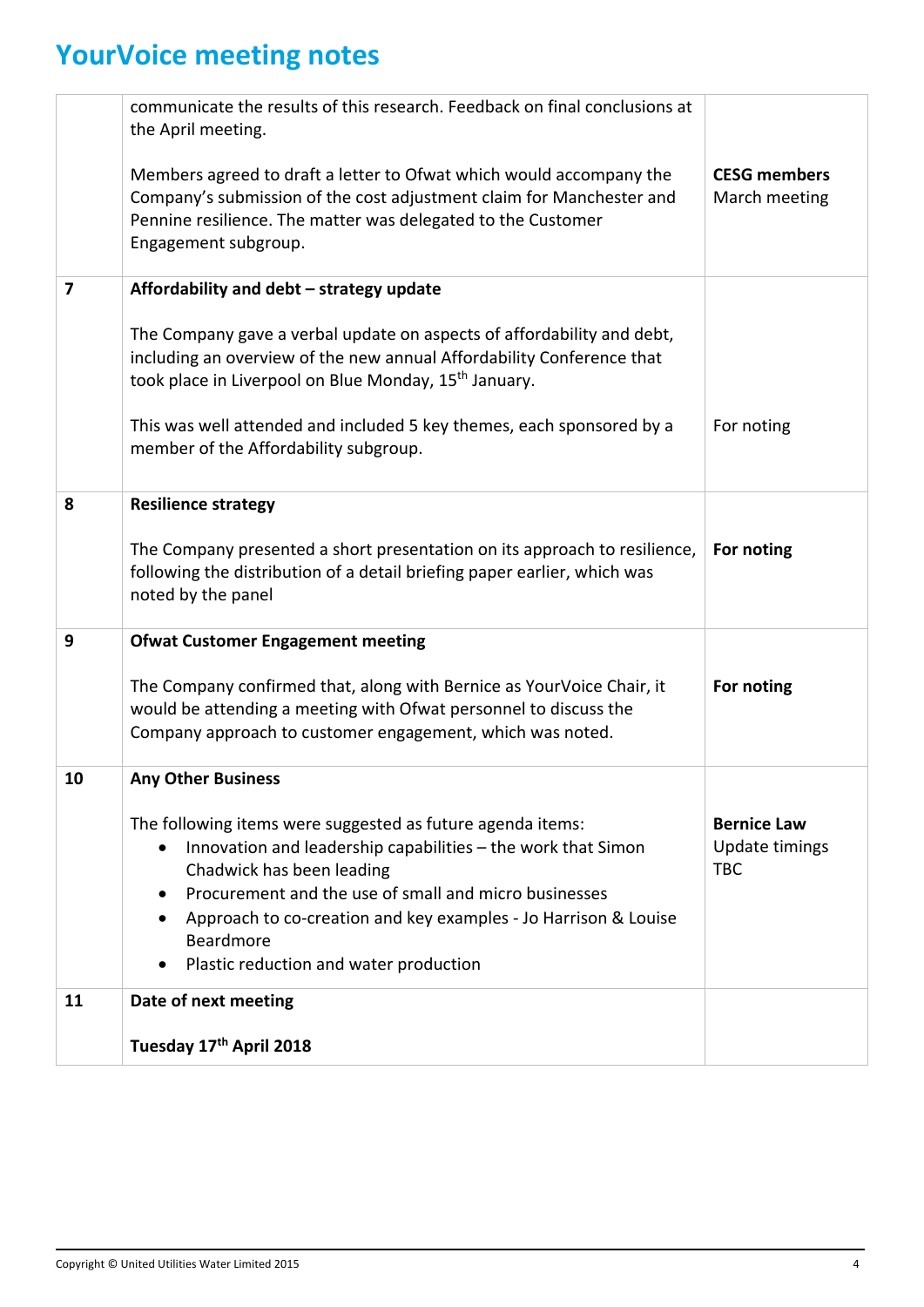# YourVoice meeting notes

| | | |
|---|---|---|
| | communicate the results of this research. Feedback on final conclusions at the April meeting.<br><br>Members agreed to draft a letter to Ofwat which would accompany the Company's submission of the cost adjustment claim for Manchester and Pennine resilience. The matter was delegated to the Customer Engagement subgroup. | **CESG members**<br>March meeting |
| **7** | **Affordability and debt – strategy update**<br><br>The Company gave a verbal update on aspects of affordability and debt, including an overview of the new annual Affordability Conference that took place in Liverpool on Blue Monday, 15th January.<br><br>This was well attended and included 5 key themes, each sponsored by a member of the Affordability subgroup. | For noting |
| **8** | **Resilience strategy**<br><br>The Company presented a short presentation on its approach to resilience, following the distribution of a detail briefing paper earlier, which was noted by the panel | **For noting** |
| **9** | **Ofwat Customer Engagement meeting**<br><br>The Company confirmed that, along with Bernice as YourVoice Chair, it would be attending a meeting with Ofwat personnel to discuss the Company approach to customer engagement, which was noted. | **For noting** |
| **10** | **Any Other Business**<br><br>The following items were suggested as future agenda items:<br>• Innovation and leadership capabilities – the work that Simon Chadwick has been leading<br>• Procurement and the use of small and micro businesses<br>• Approach to co-creation and key examples - Jo Harrison & Louise Beardmore<br>• Plastic reduction and water production | **Bernice Law**<br>Update timings TBC |
| **11** | **Date of next meeting**<br><br>**Tuesday 17th April 2018** | |